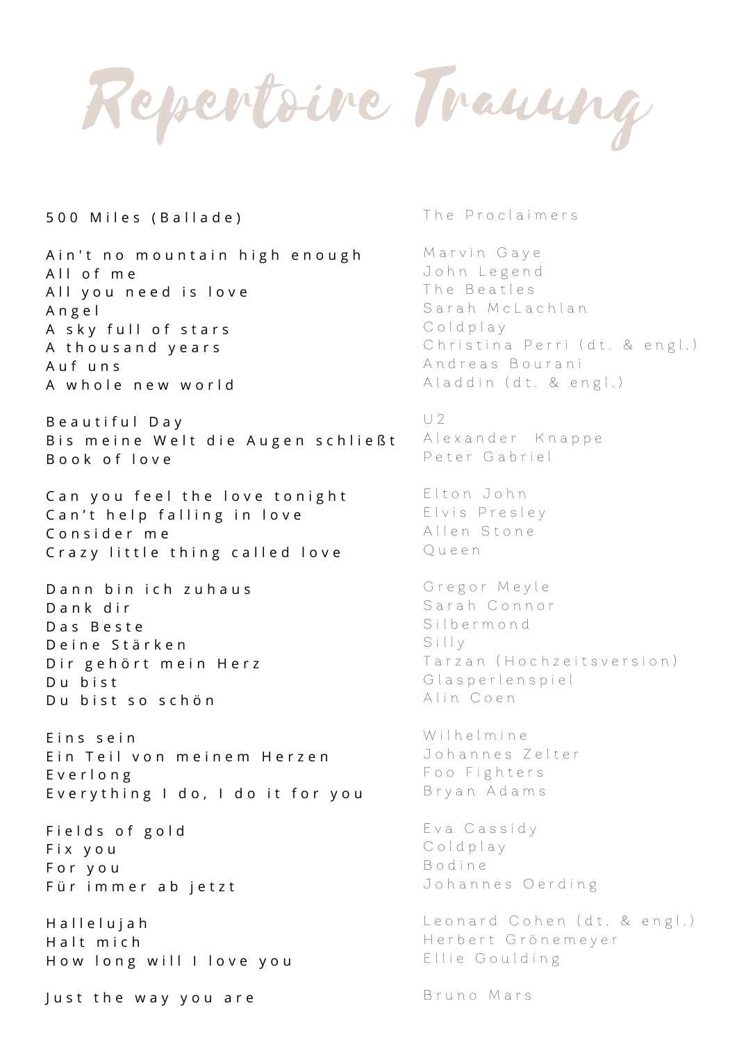# Repertoire Trauung

| Titel | Interpret |
| --- | --- |
| 500 Miles (Ballade) | The Proclaimers |
| | |
| Ain't no mountain high enough | Marvin Gaye |
| All of me | John Legend |
| All you need is love | The Beatles |
| Angel | Sarah McLachlan |
| A sky full of stars | Coldplay |
| A thousand years | Christina Perri (dt. & engl.) |
| Auf uns | Andreas Bourani |
| A whole new world | Aladdin (dt. & engl.) |
| | |
| Beautiful Day | U2 |
| Bis meine Welt die Augen schließt | Alexander Knappe |
| Book of love | Peter Gabriel |
| | |
| Can you feel the love tonight | Elton John |
| Can’t help falling in love | Elvis Presley |
| Consider me | Allen Stone |
| Crazy little thing called love | Queen |
| | |
| Dann bin ich zuhaus | Gregor Meyle |
| Dank dir | Sarah Connor |
| Das Beste | Silbermond |
| Deine Stärken | Silly |
| Dir gehört mein Herz | Tarzan (Hochzeitsversion) |
| Du bist | Glasperlenspiel |
| Du bist so schön | Alin Coen |
| | |
| Eins sein | Wilhelmine |
| Ein Teil von meinem Herzen | Johannes Zelter |
| Everlong | Foo Fighters |
| Everything I do, I do it for you | Bryan Adams |
| | |
| Fields of gold | Eva Cassidy |
| Fix you | Coldplay |
| For you | Bodine |
| Für immer ab jetzt | Johannes Oerding |
| | |
| Hallelujah | Leonard Cohen (dt. & engl.) |
| Halt mich | Herbert Grönemeyer |
| How long will I love you | Ellie Goulding |
| | |
| Just the way you are | Bruno Mars |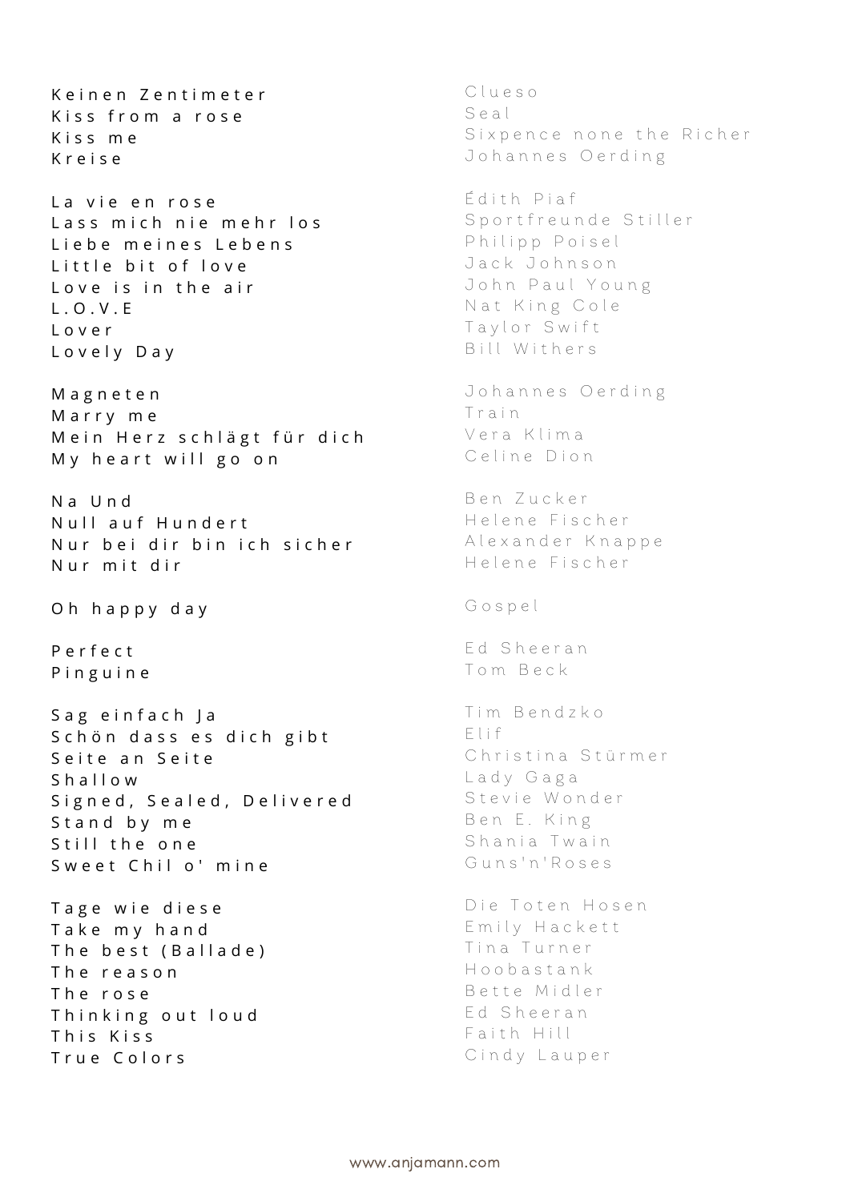| Song | Artist |
| --- | --- |
| Keinen Zentimeter | Clueso |
| Kiss from a rose | Seal |
| Kiss me | Sixpence none the Richer |
| Kreise | Johannes Oerding |
| | |
| La vie en rose | Édith Piaf |
| Lass mich nie mehr los | Sportfreunde Stiller |
| Liebe meines Lebens | Philipp Poisel |
| Little bit of love | Jack Johnson |
| Love is in the air | John Paul Young |
| L.O.V.E | Nat King Cole |
| Lover | Taylor Swift |
| Lovely Day | Bill Withers |
| | |
| Magneten | Johannes Oerding |
| Marry me | Train |
| Mein Herz schlägt für dich | Vera Klima |
| My heart will go on | Celine Dion |
| | |
| Na Und | Ben Zucker |
| Null auf Hundert | Helene Fischer |
| Nur bei dir bin ich sicher | Alexander Knappe |
| Nur mit dir | Helene Fischer |
| | |
| Oh happy day | Gospel |
| | |
| Perfect | Ed Sheeran |
| Pinguine | Tom Beck |
| | |
| Sag einfach Ja | Tim Bendzko |
| Schön dass es dich gibt | Elif |
| Seite an Seite | Christina Stürmer |
| Shallow | Lady Gaga |
| Signed, Sealed, Delivered | Stevie Wonder |
| Stand by me | Ben E. King |
| Still the one | Shania Twain |
| Sweet Chil o' mine | Guns'n'Roses |
| | |
| Tage wie diese | Die Toten Hosen |
| Take my hand | Emily Hackett |
| The best (Ballade) | Tina Turner |
| The reason | Hoobastank |
| The rose | Bette Midler |
| Thinking out loud | Ed Sheeran |
| This Kiss | Faith Hill |
| True Colors | Cindy Lauper |

www.anjamann.com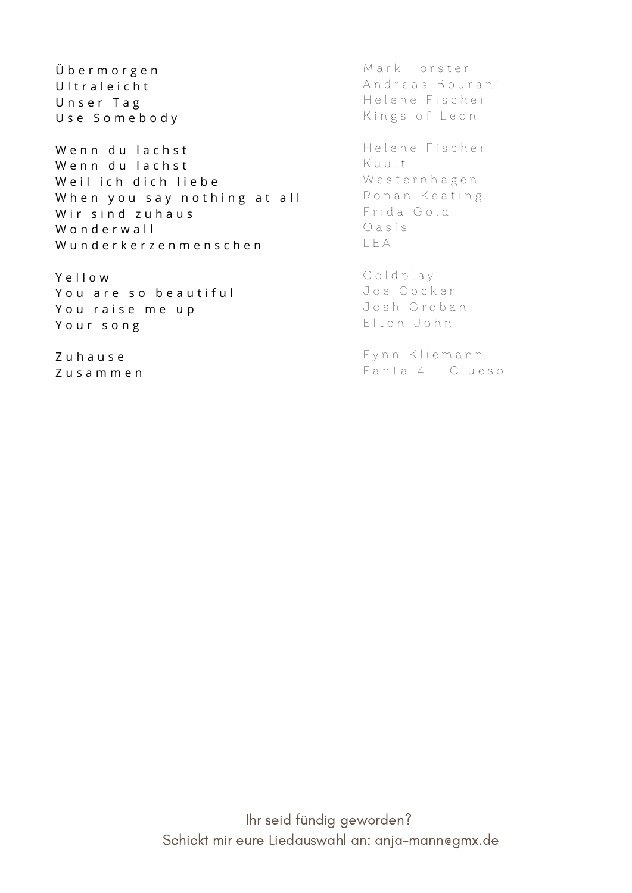| | |
|---|---|
| Übermorgen | Mark Forster |
| Ultraleicht | Andreas Bourani |
| Unser Tag | Helene Fischer |
| Use Somebody | Kings of Leon |
| | |
| Wenn du lachst | Helene Fischer |
| Wenn du lachst | Kuult |
| Weil ich dich liebe | Westernhagen |
| When you say nothing at all | Ronan Keating |
| Wir sind zuhaus | Frida Gold |
| Wonderwall | Oasis |
| Wunderkerzenmenschen | LEA |
| | |
| Yellow | Coldplay |
| You are so beautiful | Joe Cocker |
| You raise me up | Josh Groban |
| Your song | Elton John |
| | |
| Zuhause | Fynn Kliemann |
| Zusammen | Fanta 4 + Clueso |

Ihr seid fündig geworden?
Schickt mir eure Liedauswahl an: anja-mann@gmx.de